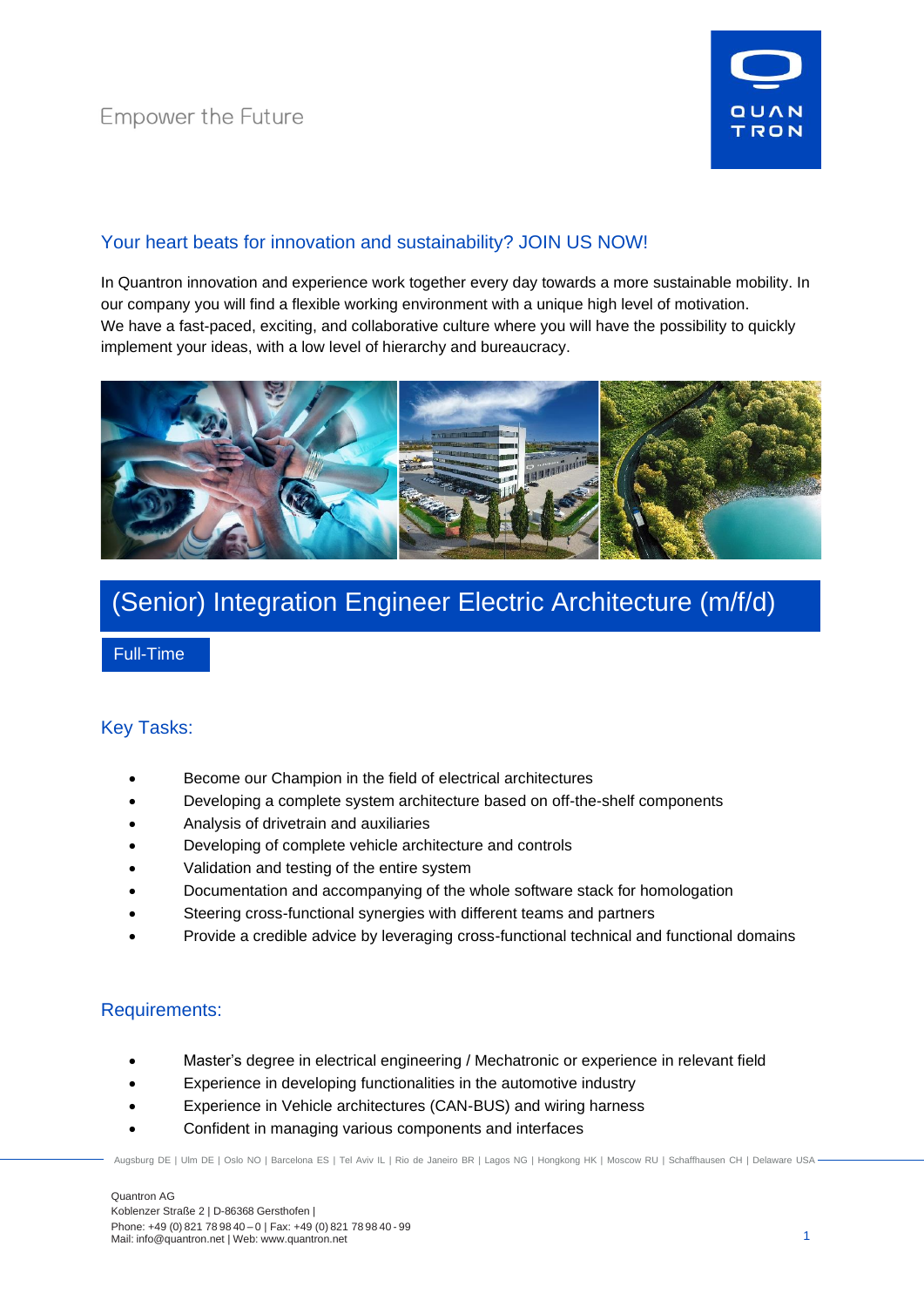Empower the Future

## Your heart beats for innovation and sustainability? JOIN US NOW!

In Quantron innovation and experience work together every day towards a more sustainable mobility. In our company you will find a flexible working environment with a unique high level of motivation.
We have a fast-paced, exciting, and collaborative culture where you will have the possibility to quickly implement your ideas, with a low level of hierarchy and bureaucracy.

# (Senior) Integration Engineer Electric Architecture (m/f/d)

Full-Time

## Key Tasks:

- Become our Champion in the field of electrical architectures
- Developing a complete system architecture based on off-the-shelf components
- Analysis of drivetrain and auxiliaries
- Developing of complete vehicle architecture and controls
- Validation and testing of the entire system
- Documentation and accompanying of the whole software stack for homologation
- Steering cross-functional synergies with different teams and partners
- Provide a credible advice by leveraging cross-functional technical and functional domains

## Requirements:

- Master's degree in electrical engineering / Mechatronic or experience in relevant field
- Experience in developing functionalities in the automotive industry
- Experience in Vehicle architectures (CAN-BUS) and wiring harness
- Confident in managing various components and interfaces

Augsburg DE | Ulm DE | Oslo NO | Barcelona ES | Tel Aviv IL | Rio de Janeiro BR | Lagos NG | Hongkong HK | Moscow RU | Schaffhausen CH | Delaware USA

Quantron AG
Koblenzer Straße 2 | D-86368 Gersthofen |
Phone: +49 (0) 821 78 98 40 – 0 | Fax: +49 (0) 821 78 98 40 - 99
Mail: info@quantron.net | Web: www.quantron.net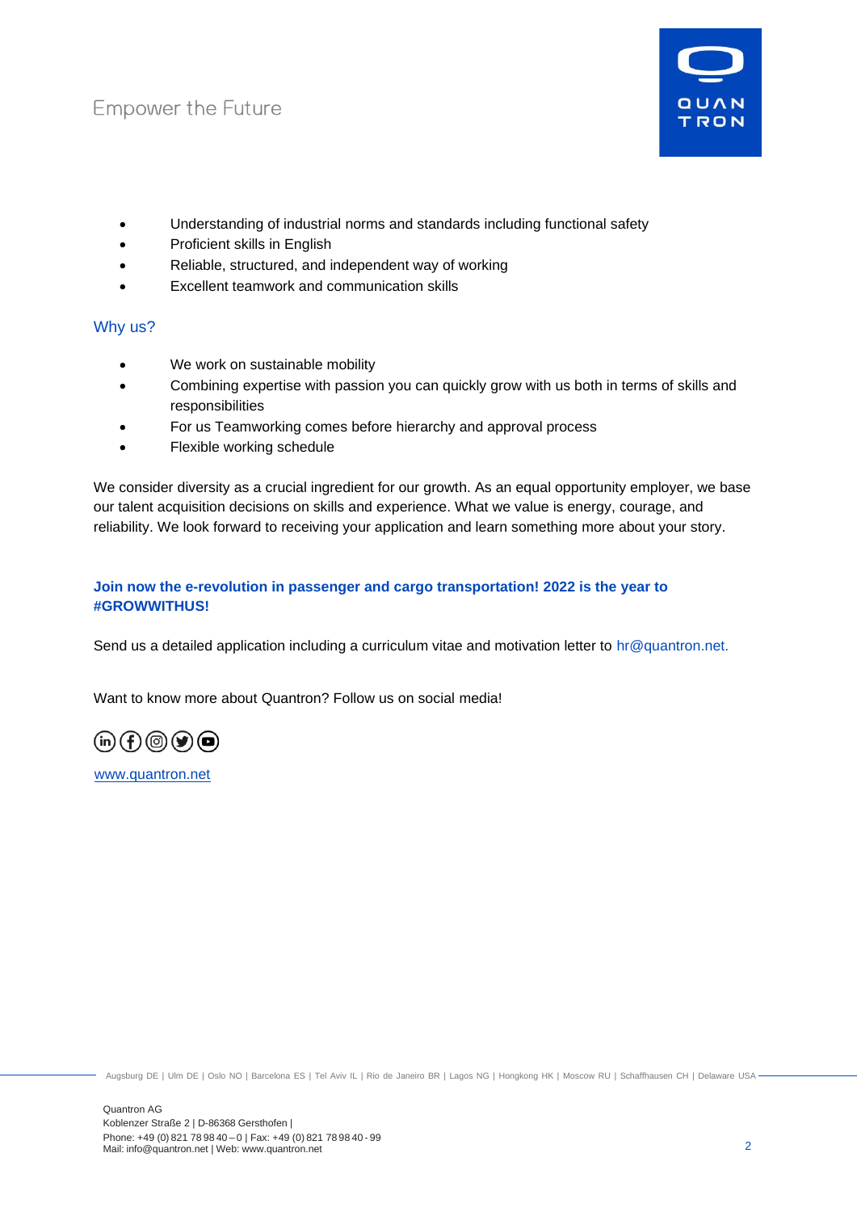- Understanding of industrial norms and standards including functional safety
- Proficient skills in English
- Reliable, structured, and independent way of working
- Excellent teamwork and communication skills

## Why us?

- We work on sustainable mobility
- Combining expertise with passion you can quickly grow with us both in terms of skills and responsibilities
- For us Teamworking comes before hierarchy and approval process
- Flexible working schedule

We consider diversity as a crucial ingredient for our growth. As an equal opportunity employer, we base our talent acquisition decisions on skills and experience. What we value is energy, courage, and reliability. We look forward to receiving your application and learn something more about your story.

**Join now the e-revolution in passenger and cargo transportation! 2022 is the year to #GROWWITHUS!**

Send us a detailed application including a curriculum vitae and motivation letter to hr@quantron.net.

Want to know more about Quantron? Follow us on social media!

www.quantron.net

Augsburg DE | Ulm DE | Oslo NO | Barcelona ES | Tel Aviv IL | Rio de Janeiro BR | Lagos NG | Hongkong HK | Moscow RU | Schaffhausen CH | Delaware USA

Quantron AG
Koblenzer Straße 2 | D-86368 Gersthofen |
Phone: +49 (0) 821 78 98 40 – 0 | Fax: +49 (0) 821 78 98 40 - 99
Mail: info@quantron.net | Web: www.quantron.net